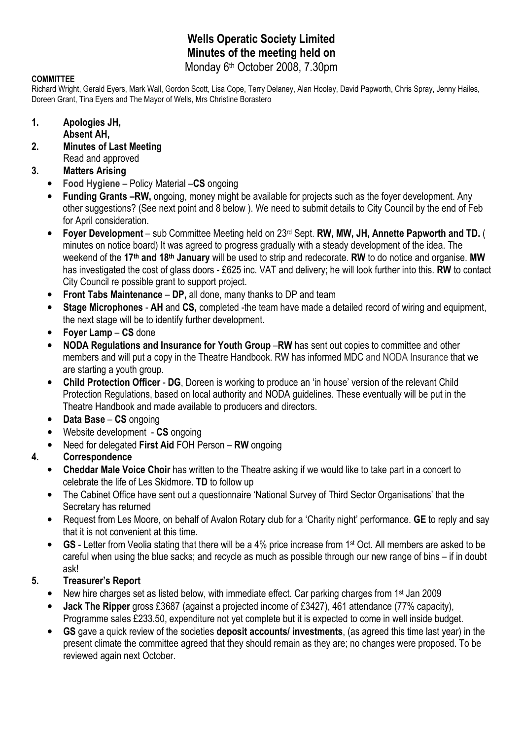# Wells Operatic Society Limited
# Minutes of the meeting held on

Monday 6th October 2008, 7.30pm

**COMMITTEE**

Richard Wright, Gerald Eyers, Mark Wall, Gordon Scott, Lisa Cope, Terry Delaney, Alan Hooley, David Papworth, Chris Spray, Jenny Hailes, Doreen Grant, Tina Eyers and The Mayor of Wells, Mrs Christine Borastero

1. **Apologies JH,**
   **Absent AH,**
2. **Minutes of Last Meeting**
   Read and approved
3. **Matters Arising**
   - **Food Hygiene** – Policy Material –**CS** ongoing
   - **Funding Grants –RW,** ongoing, money might be available for projects such as the foyer development. Any other suggestions? (See next point and 8 below ). We need to submit details to City Council by the end of Feb for April consideration.
   - **Foyer Development** – sub Committee Meeting held on 23rd Sept. **RW, MW, JH, Annette Papworth and TD.** ( minutes on notice board) It was agreed to progress gradually with a steady development of the idea. The weekend of the **17th and 18th January** will be used to strip and redecorate. **RW** to do notice and organise. **MW** has investigated the cost of glass doors - £625 inc. VAT and delivery; he will look further into this. **RW** to contact City Council re possible grant to support project.
   - **Front Tabs Maintenance** – **DP,** all done, many thanks to DP and team
   - **Stage Microphones** - **AH** and **CS,** completed -the team have made a detailed record of wiring and equipment, the next stage will be to identify further development.
   - **Foyer Lamp** – **CS** done
   - **NODA Regulations and Insurance for Youth Group** –**RW** has sent out copies to committee and other members and will put a copy in the Theatre Handbook. RW has informed MDC and NODA Insurance that we are starting a youth group.
   - **Child Protection Officer** - **DG**, Doreen is working to produce an 'in house' version of the relevant Child Protection Regulations, based on local authority and NODA guidelines. These eventually will be put in the Theatre Handbook and made available to producers and directors.
   - **Data Base** – **CS** ongoing
   - Website development - **CS** ongoing
   - Need for delegated **First Aid** FOH Person – **RW** ongoing
4. **Correspondence**
   - **Cheddar Male Voice Choir** has written to the Theatre asking if we would like to take part in a concert to celebrate the life of Les Skidmore. **TD** to follow up
   - The Cabinet Office have sent out a questionnaire 'National Survey of Third Sector Organisations' that the Secretary has returned
   - Request from Les Moore, on behalf of Avalon Rotary club for a 'Charity night' performance. **GE** to reply and say that it is not convenient at this time.
   - **GS** - Letter from Veolia stating that there will be a 4% price increase from 1st Oct. All members are asked to be careful when using the blue sacks; and recycle as much as possible through our new range of bins – if in doubt ask!
5. **Treasurer's Report**
   - New hire charges set as listed below, with immediate effect. Car parking charges from 1st Jan 2009
   - **Jack The Ripper** gross £3687 (against a projected income of £3427), 461 attendance (77% capacity), Programme sales £233.50, expenditure not yet complete but it is expected to come in well inside budget.
   - **GS** gave a quick review of the societies **deposit accounts/ investments**, (as agreed this time last year) in the present climate the committee agreed that they should remain as they are; no changes were proposed. To be reviewed again next October.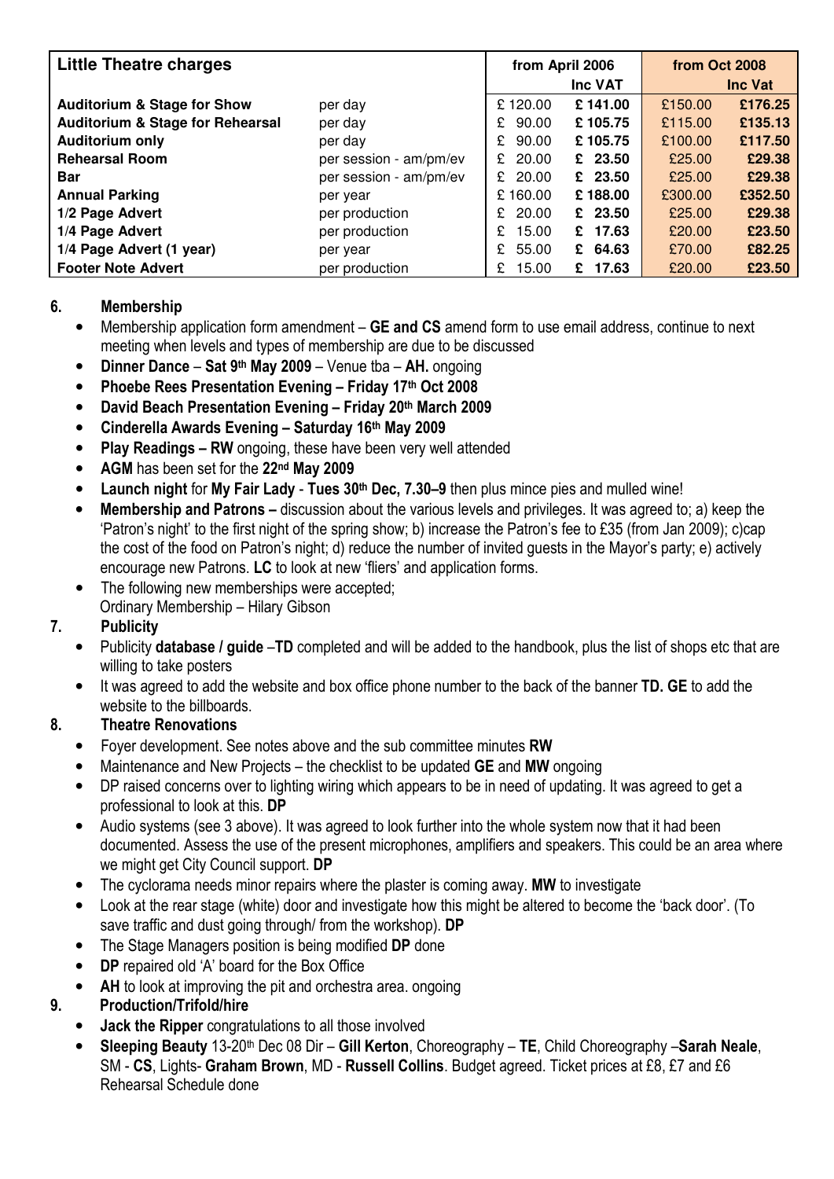| Little Theatre charges | | from April 2006 | | from Oct 2008 | |
|---|---|---|---|---|---|
| | | | Inc VAT | | Inc Vat |
| **Auditorium & Stage for Show** | per day | £ 120.00 | **£ 141.00** | £150.00 | **£176.25** |
| **Auditorium & Stage for Rehearsal** | per day | £ 90.00 | **£ 105.75** | £115.00 | **£135.13** |
| **Auditorium only** | per day | £ 90.00 | **£ 105.75** | £100.00 | **£117.50** |
| **Rehearsal Room** | per session - am/pm/ev | £ 20.00 | **£ 23.50** | £25.00 | **£29.38** |
| **Bar** | per session - am/pm/ev | £ 20.00 | **£ 23.50** | £25.00 | **£29.38** |
| **Annual Parking** | per year | £ 160.00 | **£ 188.00** | £300.00 | **£352.50** |
| **1/2 Page Advert** | per production | £ 20.00 | **£ 23.50** | £25.00 | **£29.38** |
| **1/4 Page Advert** | per production | £ 15.00 | **£ 17.63** | £20.00 | **£23.50** |
| **1/4 Page Advert (1 year)** | per year | £ 55.00 | **£ 64.63** | £70.00 | **£82.25** |
| **Footer Note Advert** | per production | £ 15.00 | **£ 17.63** | £20.00 | **£23.50** |

## 6. Membership

- Membership application form amendment – **GE and CS** amend form to use email address, continue to next meeting when levels and types of membership are due to be discussed
- **Dinner Dance** – **Sat 9th May 2009** – Venue tba – **AH.** ongoing
- **Phoebe Rees Presentation Evening – Friday 17th Oct 2008**
- **David Beach Presentation Evening – Friday 20th March 2009**
- **Cinderella Awards Evening – Saturday 16th May 2009**
- **Play Readings – RW** ongoing, these have been very well attended
- **AGM** has been set for the **22nd May 2009**
- **Launch night** for **My Fair Lady** - **Tues 30th Dec, 7.30–9** then plus mince pies and mulled wine!
- **Membership and Patrons –** discussion about the various levels and privileges. It was agreed to; a) keep the 'Patron's night' to the first night of the spring show; b) increase the Patron's fee to £35 (from Jan 2009); c)cap the cost of the food on Patron's night; d) reduce the number of invited guests in the Mayor's party; e) actively encourage new Patrons. **LC** to look at new 'fliers' and application forms.
- The following new memberships were accepted;
  Ordinary Membership – Hilary Gibson

## 7. Publicity

- Publicity **database / guide** –**TD** completed and will be added to the handbook, plus the list of shops etc that are willing to take posters
- It was agreed to add the website and box office phone number to the back of the banner **TD. GE** to add the website to the billboards.

## 8. Theatre Renovations

- Foyer development. See notes above and the sub committee minutes **RW**
- Maintenance and New Projects – the checklist to be updated **GE** and **MW** ongoing
- DP raised concerns over to lighting wiring which appears to be in need of updating. It was agreed to get a professional to look at this. **DP**
- Audio systems (see 3 above). It was agreed to look further into the whole system now that it had been documented. Assess the use of the present microphones, amplifiers and speakers. This could be an area where we might get City Council support. **DP**
- The cyclorama needs minor repairs where the plaster is coming away. **MW** to investigate
- Look at the rear stage (white) door and investigate how this might be altered to become the 'back door'. (To save traffic and dust going through/ from the workshop). **DP**
- The Stage Managers position is being modified **DP** done
- **DP** repaired old 'A' board for the Box Office
- **AH** to look at improving the pit and orchestra area. ongoing

## 9. Production/Trifold/hire

- **Jack the Ripper** congratulations to all those involved
- **Sleeping Beauty** 13-20th Dec 08 Dir – **Gill Kerton**, Choreography – **TE**, Child Choreography –**Sarah Neale**, SM - **CS**, Lights- **Graham Brown**, MD - **Russell Collins**. Budget agreed. Ticket prices at £8, £7 and £6 Rehearsal Schedule done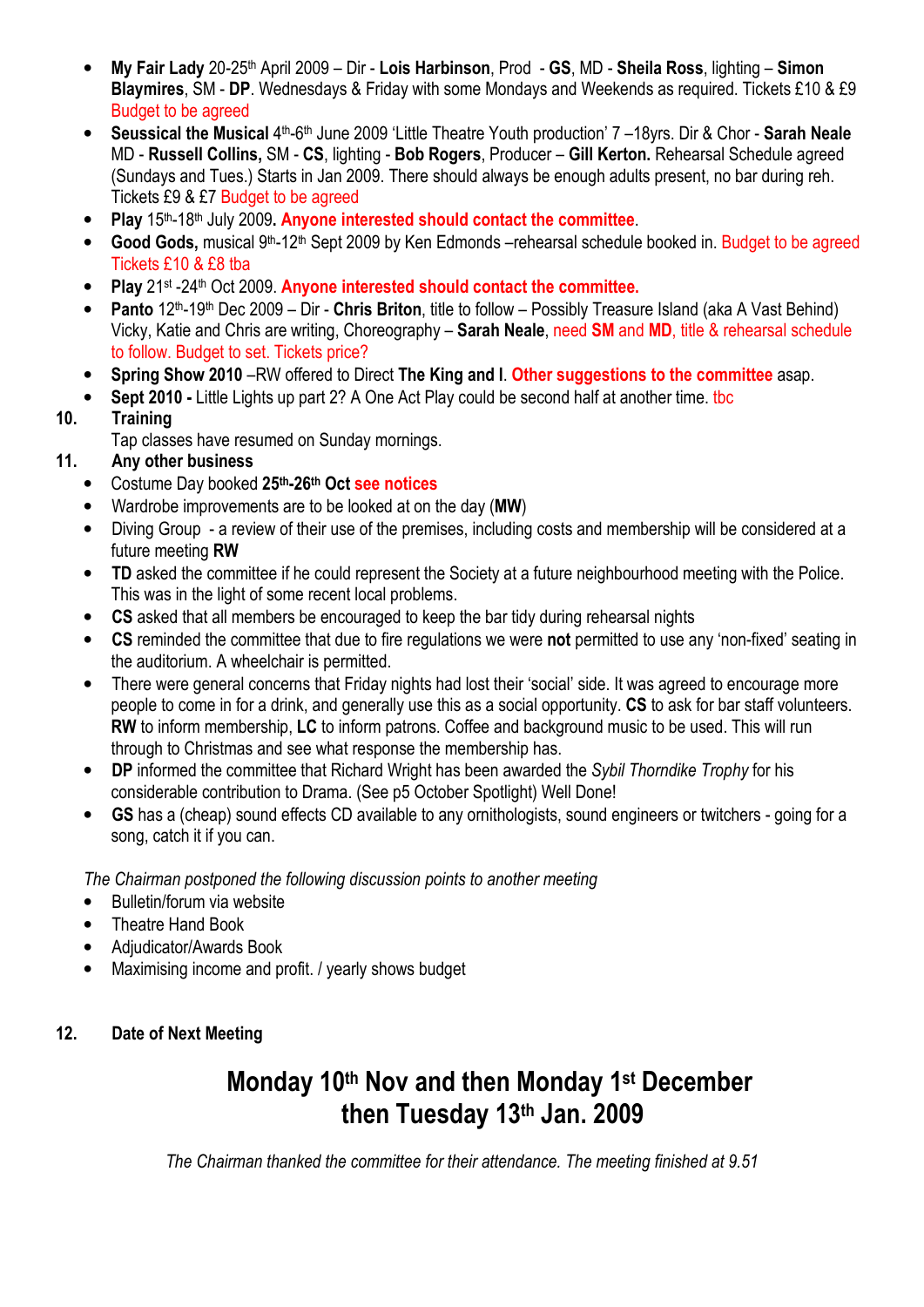- **My Fair Lady** 20-25th April 2009 – Dir - **Lois Harbinson**, Prod - **GS**, MD - **Sheila Ross**, lighting – **Simon Blaymires**, SM - **DP**. Wednesdays & Friday with some Mondays and Weekends as required. Tickets £10 & £9 Budget to be agreed
- **Seussical the Musical** 4th-6th June 2009 'Little Theatre Youth production' 7 –18yrs. Dir & Chor - **Sarah Neale** MD - **Russell Collins,** SM - **CS**, lighting - **Bob Rogers**, Producer – **Gill Kerton.** Rehearsal Schedule agreed (Sundays and Tues.) Starts in Jan 2009. There should always be enough adults present, no bar during reh. Tickets £9 & £7 Budget to be agreed
- **Play** 15th-18th July 2009**. Anyone interested should contact the committee**.
- **Good Gods,** musical 9th-12th Sept 2009 by Ken Edmonds –rehearsal schedule booked in. Budget to be agreed Tickets £10 & £8 tba
- **Play** 21st -24th Oct 2009. **Anyone interested should contact the committee.**
- **Panto** 12th-19th Dec 2009 – Dir - **Chris Briton**, title to follow – Possibly Treasure Island (aka A Vast Behind) Vicky, Katie and Chris are writing, Choreography – **Sarah Neale**, need **SM** and **MD**, title & rehearsal schedule to follow. Budget to set. Tickets price?
- **Spring Show 2010** –RW offered to Direct **The King and I**. **Other suggestions to the committee** asap.
- **Sept 2010 -** Little Lights up part 2? A One Act Play could be second half at another time. tbc

**10. Training**

Tap classes have resumed on Sunday mornings.

**11. Any other business**

- Costume Day booked **25th-26th Oct see notices**
- Wardrobe improvements are to be looked at on the day (**MW**)
- Diving Group - a review of their use of the premises, including costs and membership will be considered at a future meeting **RW**
- **TD** asked the committee if he could represent the Society at a future neighbourhood meeting with the Police. This was in the light of some recent local problems.
- **CS** asked that all members be encouraged to keep the bar tidy during rehearsal nights
- **CS** reminded the committee that due to fire regulations we were **not** permitted to use any 'non-fixed' seating in the auditorium. A wheelchair is permitted.
- There were general concerns that Friday nights had lost their 'social' side. It was agreed to encourage more people to come in for a drink, and generally use this as a social opportunity. **CS** to ask for bar staff volunteers. **RW** to inform membership, **LC** to inform patrons. Coffee and background music to be used. This will run through to Christmas and see what response the membership has.
- **DP** informed the committee that Richard Wright has been awarded the *Sybil Thorndike Trophy* for his considerable contribution to Drama. (See p5 October Spotlight) Well Done!
- **GS** has a (cheap) sound effects CD available to any ornithologists, sound engineers or twitchers - going for a song, catch it if you can.

*The Chairman postponed the following discussion points to another meeting*

- Bulletin/forum via website
- Theatre Hand Book
- Adjudicator/Awards Book
- Maximising income and profit. / yearly shows budget

**12. Date of Next Meeting**

# Monday 10th Nov and then Monday 1st December then Tuesday 13th Jan. 2009

*The Chairman thanked the committee for their attendance. The meeting finished at 9.51*